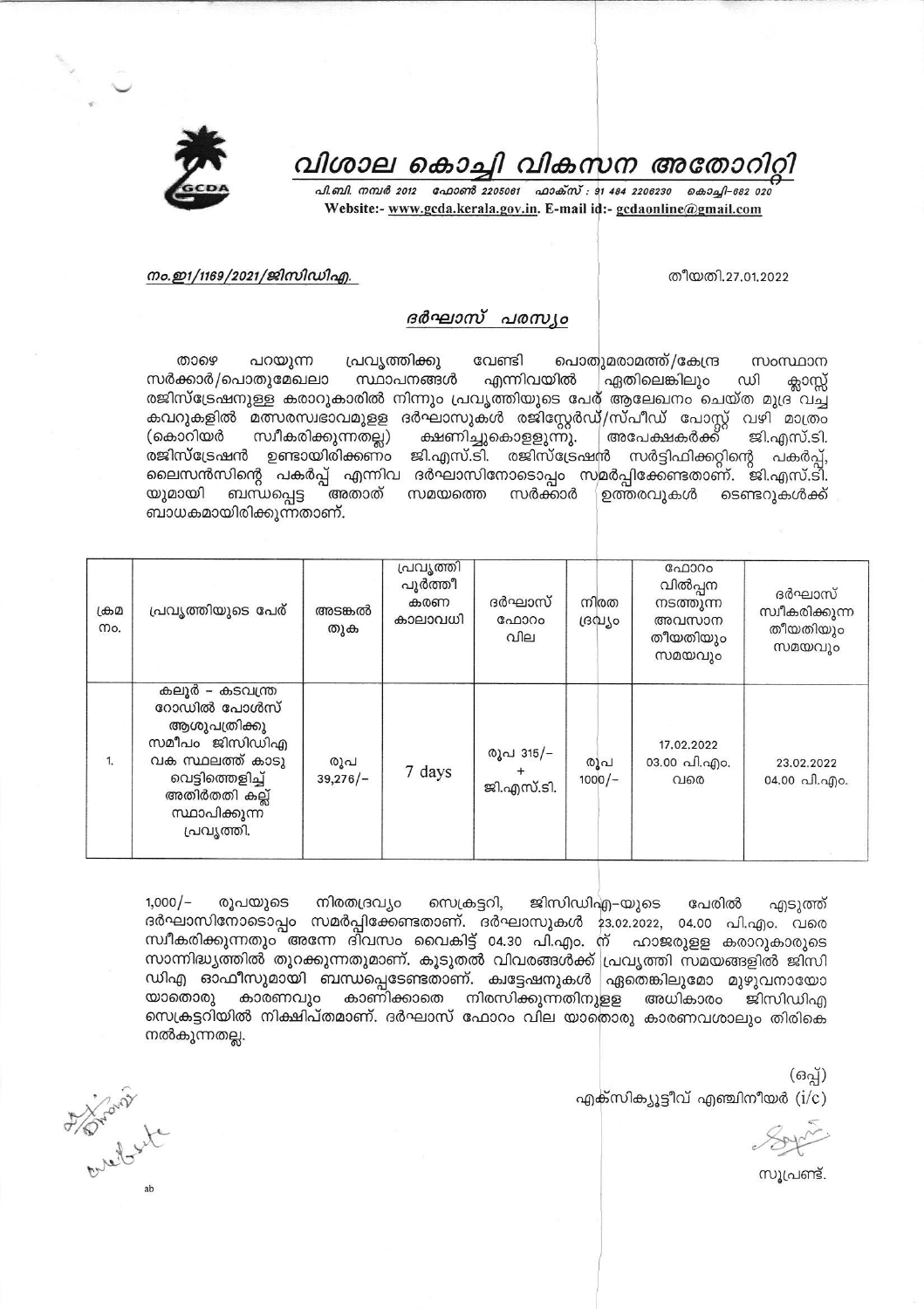# വിശാല കൊച്ചി വികസന അതോറിറ്റി

പി.ബി. നമ്പർ 2012 ഫോൺ 2205061 ഫാക്സ് : 91 484 2206230 കൊച്ചി–682 020
Website:- www.gcda.kerala.gov.in. E-mail id:- gcdaonline@gmail.com

നം.ഇ1/1169/2021/ജിസിഡിഎ.

തീയതി.27.01.2022

## ദർഘാസ് പരസ്യം

താഴെ പറയുന്ന പ്രവൃത്തിക്കു വേണ്ടി പൊതുമരാമത്ത്/കേന്ദ്ര സംസ്ഥാന സർക്കാർ/പൊതുമേഖലാ സ്ഥാപനങ്ങൾ എന്നിവയിൽ ഏതിലെങ്കിലും ഡി ക്ലാസ്സ് രജിസ്ട്രേഷനുള്ള കരാറുകാരിൽ നിന്നും പ്രവൃത്തിയുടെ പേര് ആലേഖനം ചെയ്ത മുദ്ര വച്ച കവറുകളിൽ മത്സരസ്വഭാവമുള്ള ദർഘാസുകൾ രജിസ്റ്റേർഡ്/സ്പീഡ് പോസ്റ്റ് വഴി മാത്രം (കൊറിയർ സ്വീകരിക്കുന്നതല്ല) ക്ഷണിച്ചുകൊള്ളുന്നു. അപേക്ഷകർക്ക് ജി.എസ്.ടി. രജിസ്ട്രേഷൻ ഉണ്ടായിരിക്കണം ജി.എസ്.ടി. രജിസ്ട്രേഷൻ സർട്ടിഫിക്കറ്റിന്റെ പകർപ്പ്, ലൈസൻസിന്റെ പകർപ്പ് എന്നിവ ദർഘാസിനോടൊപ്പം സമർപ്പിക്കേണ്ടതാണ്. ജി.എസ്.ടി. യുമായി ബന്ധപ്പെട്ട അതാത് സമയത്തെ സർക്കാർ ഉത്തരവുകൾ ടെണ്ടറുകൾക്ക് ബാധകമായിരിക്കുന്നതാണ്.

| ക്രമ നം. | പ്രവൃത്തിയുടെ പേര് | അടങ്കൽ തുക | പ്രവൃത്തി പൂർത്തീകരണ കാലാവധി | ദർഘാസ് ഫോറം വില | നിരത ദ്രവ്യം | ഫോറം വിൽപ്പന നടത്തുന്ന അവസാന തീയതിയും സമയവും | ദർഘാസ് സ്വീകരിക്കുന്ന തീയതിയും സമയവും |
|---|---|---|---|---|---|---|---|
| 1. | കലൂർ – കടവന്ത്ര റോഡിൽ പോൾസ് ആശുപത്രിക്കു സമീപം ജിസിഡിഎ വക സ്ഥലത്ത് കാടു വെട്ടിത്തെളിച്ച് അതിർത്തി കല്ല് സ്ഥാപിക്കുന്ന പ്രവൃത്തി. | രൂപ 39,276/- | 7 days | രൂപ 315/- + ജി.എസ്.ടി. | രൂപ 1000/- | 17.02.2022 03.00 പി.എം. വരെ | 23.02.2022 04.00 പി.എം. |

1,000/- രൂപയുടെ നിരതദ്രവ്യം സെക്രട്ടറി, ജിസിഡിഎ-യുടെ പേരിൽ എടുത്ത് ദർഘാസിനോടൊപ്പം സമർപ്പിക്കേണ്ടതാണ്. ദർഘാസുകൾ 23.02.2022, 04.00 പി.എം. വരെ സ്വീകരിക്കുന്നതും അന്നേ ദിവസം വൈകിട്ട് 04.30 പി.എം. ന് ഹാജരുള്ള കരാറുകാരുടെ സാന്നിദ്ധ്യത്തിൽ തുറക്കുന്നതുമാണ്. കൂടുതൽ വിവരങ്ങൾക്ക് പ്രവൃത്തി സമയങ്ങളിൽ ജിസിഡിഎ ഓഫീസുമായി ബന്ധപ്പെടേണ്ടതാണ്. ക്വട്ടേഷനുകൾ ഏതെങ്കിലുമോ മുഴുവനായോ യാതൊരു കാരണവും കാണിക്കാതെ നിരസിക്കുന്നതിനുള്ള അധികാരം ജിസിഡിഎ സെക്രട്ടറിയിൽ നിക്ഷിപ്തമാണ്. ദർഘാസ് ഫോറം വില യാതൊരു കാരണവശാലും തിരികെ നൽകുന്നതല്ല.

(ഒപ്പ്)
എക്സിക്യൂട്ടീവ് എഞ്ചിനീയർ (i/c)

സൂപ്രണ്ട്.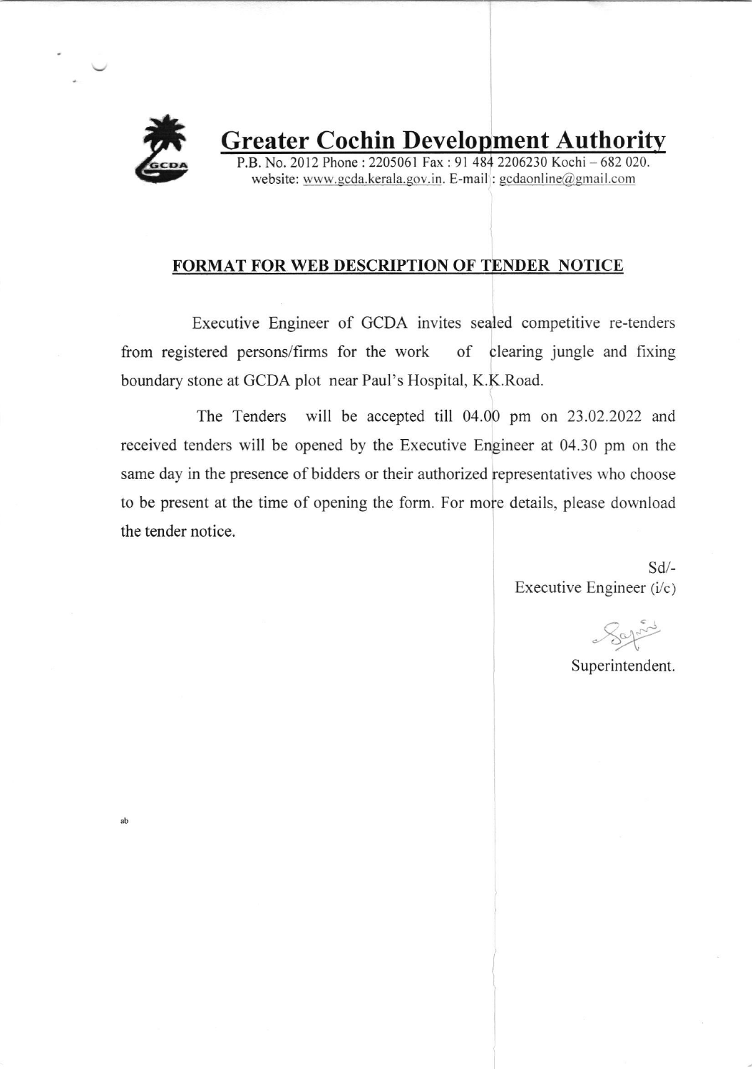# Greater Cochin Development Authority

P.B. No. 2012 Phone : 2205061 Fax : 91 484 2206230 Kochi – 682 020.
website: www.gcda.kerala.gov.in. E-mail : gcdaonline@gmail.com

## FORMAT FOR WEB DESCRIPTION OF TENDER NOTICE

Executive Engineer of GCDA invites sealed competitive re-tenders from registered persons/firms for the work of clearing jungle and fixing boundary stone at GCDA plot near Paul's Hospital, K.K.Road.

The Tenders will be accepted till 04.00 pm on 23.02.2022 and received tenders will be opened by the Executive Engineer at 04.30 pm on the same day in the presence of bidders or their authorized representatives who choose to be present at the time of opening the form. For more details, please download the tender notice.

Sd/-
Executive Engineer (i/c)

Superintendent.

ab